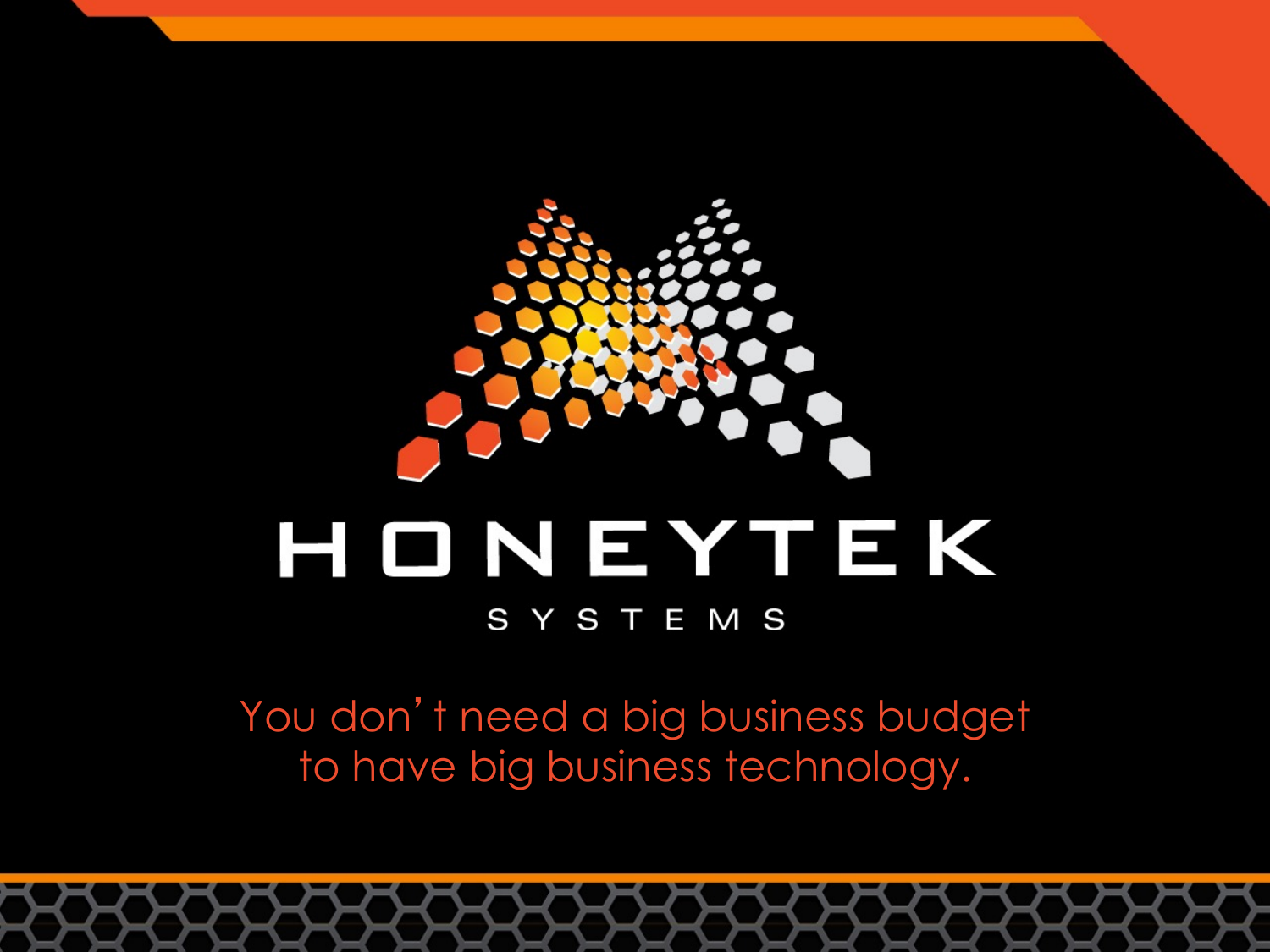# HONEYTEK

SYSTEMS

You don't need a big business budget to have big business technology.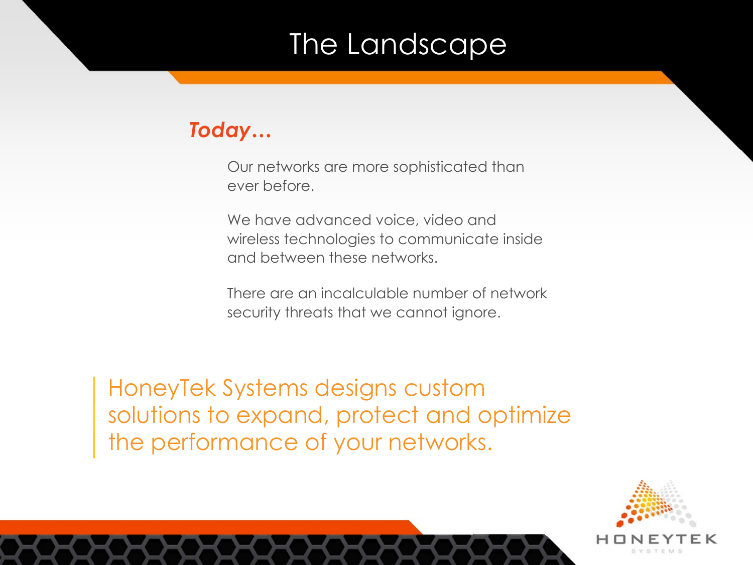# The Landscape

***Today…***

Our networks are more sophisticated than ever before.

We have advanced voice, video and wireless technologies to communicate inside and between these networks.

There are an incalculable number of network security threats that we cannot ignore.

> HoneyTek Systems designs custom solutions to expand, protect and optimize the performance of your networks.

HONEYTEK SYSTEMS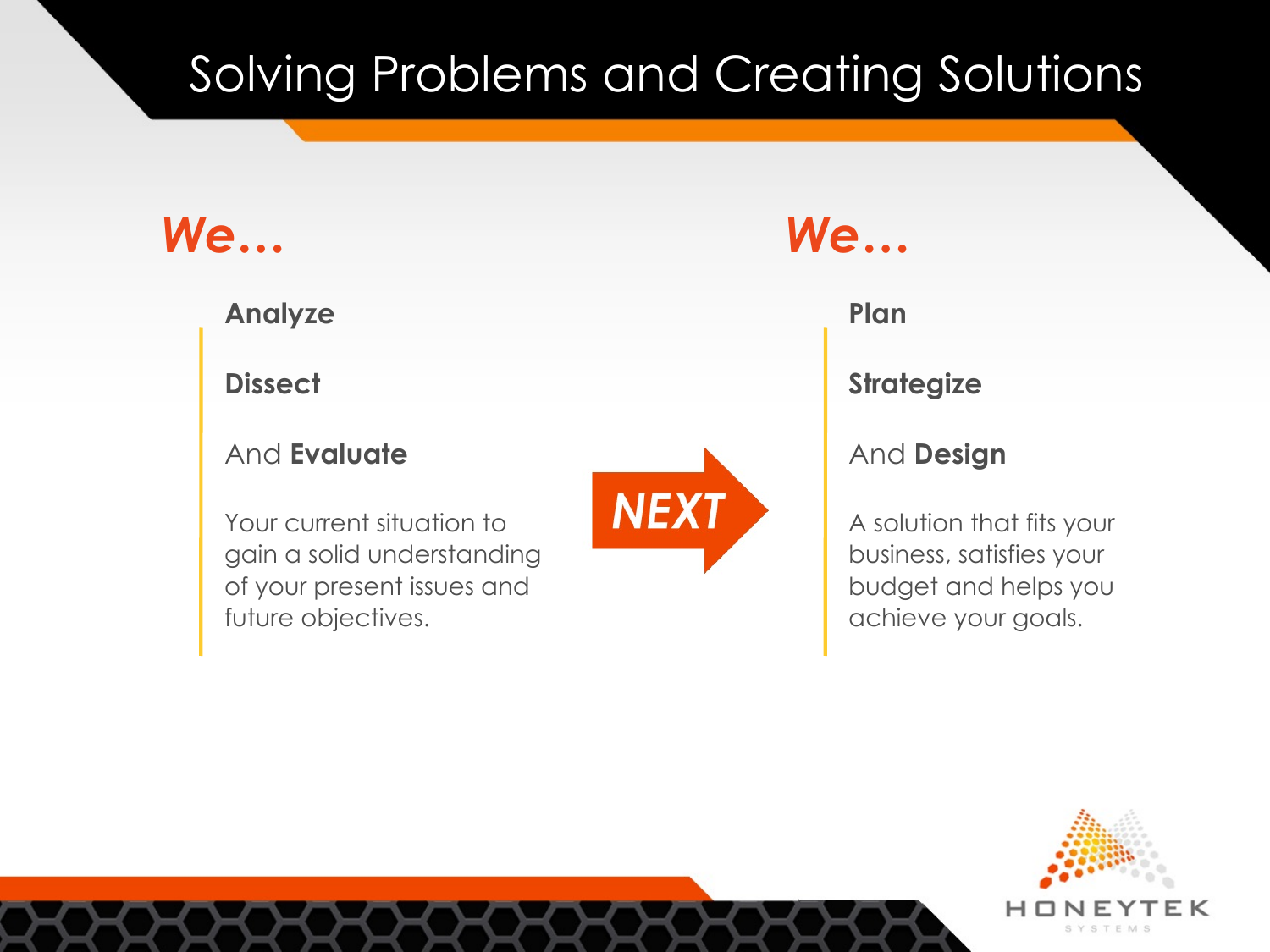# Solving Problems and Creating Solutions

***We…***

**Analyze**

**Dissect**

And **Evaluate**

Your current situation to gain a solid understanding of your present issues and future objectives.

***NEXT***

***We…***

**Plan**

**Strategize**

And **Design**

A solution that fits your business, satisfies your budget and helps you achieve your goals.

HONEYTEK SYSTEMS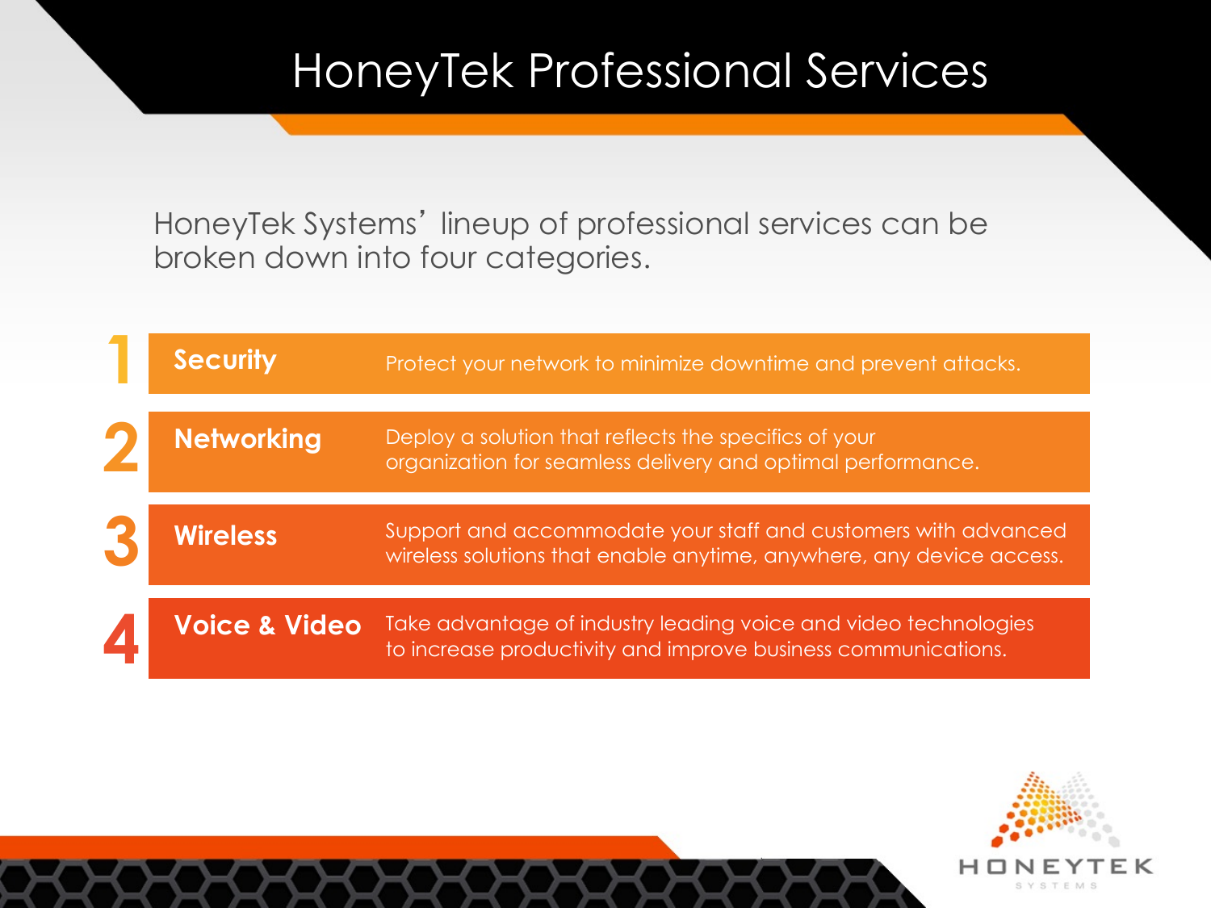# HoneyTek Professional Services

HoneyTek Systems' lineup of professional services can be broken down into four categories.

1. **Security** — Protect your network to minimize downtime and prevent attacks.
2. **Networking** — Deploy a solution that reflects the specifics of your organization for seamless delivery and optimal performance.
3. **Wireless** — Support and accommodate your staff and customers with advanced wireless solutions that enable anytime, anywhere, any device access.
4. **Voice & Video** — Take advantage of industry leading voice and video technologies to increase productivity and improve business communications.

HONEYTEK SYSTEMS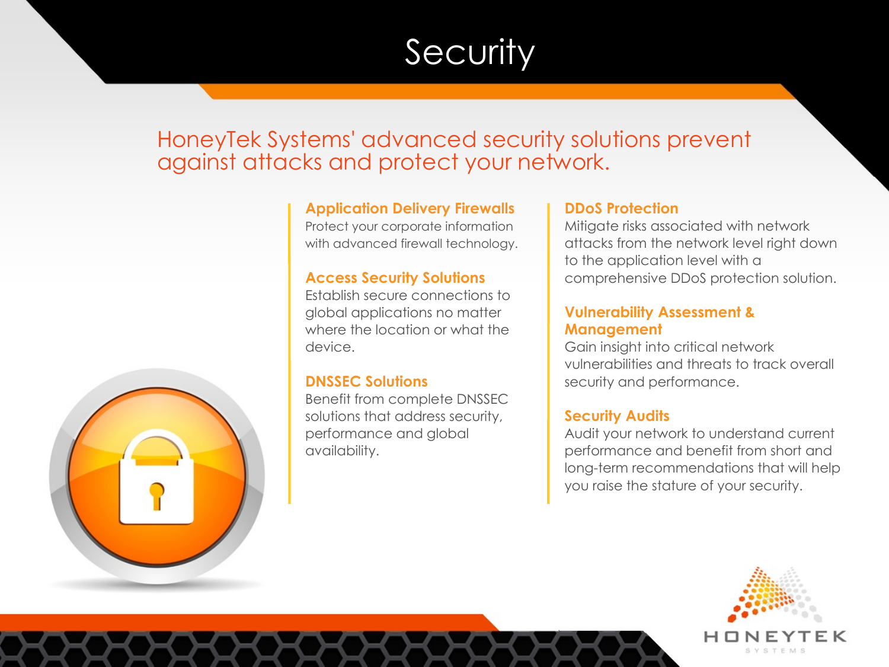# Security

## HoneyTek Systems' advanced security solutions prevent against attacks and protect your network.

### Application Delivery Firewalls

Protect your corporate information with advanced firewall technology.

### Access Security Solutions

Establish secure connections to global applications no matter where the location or what the device.

### DNSSEC Solutions

Benefit from complete DNSSEC solutions that address security, performance and global availability.

### DDoS Protection

Mitigate risks associated with network attacks from the network level right down to the application level with a comprehensive DDoS protection solution.

### Vulnerability Assessment & Management

Gain insight into critical network vulnerabilities and threats to track overall security and performance.

### Security Audits

Audit your network to understand current performance and benefit from short and long-term recommendations that will help you raise the stature of your security.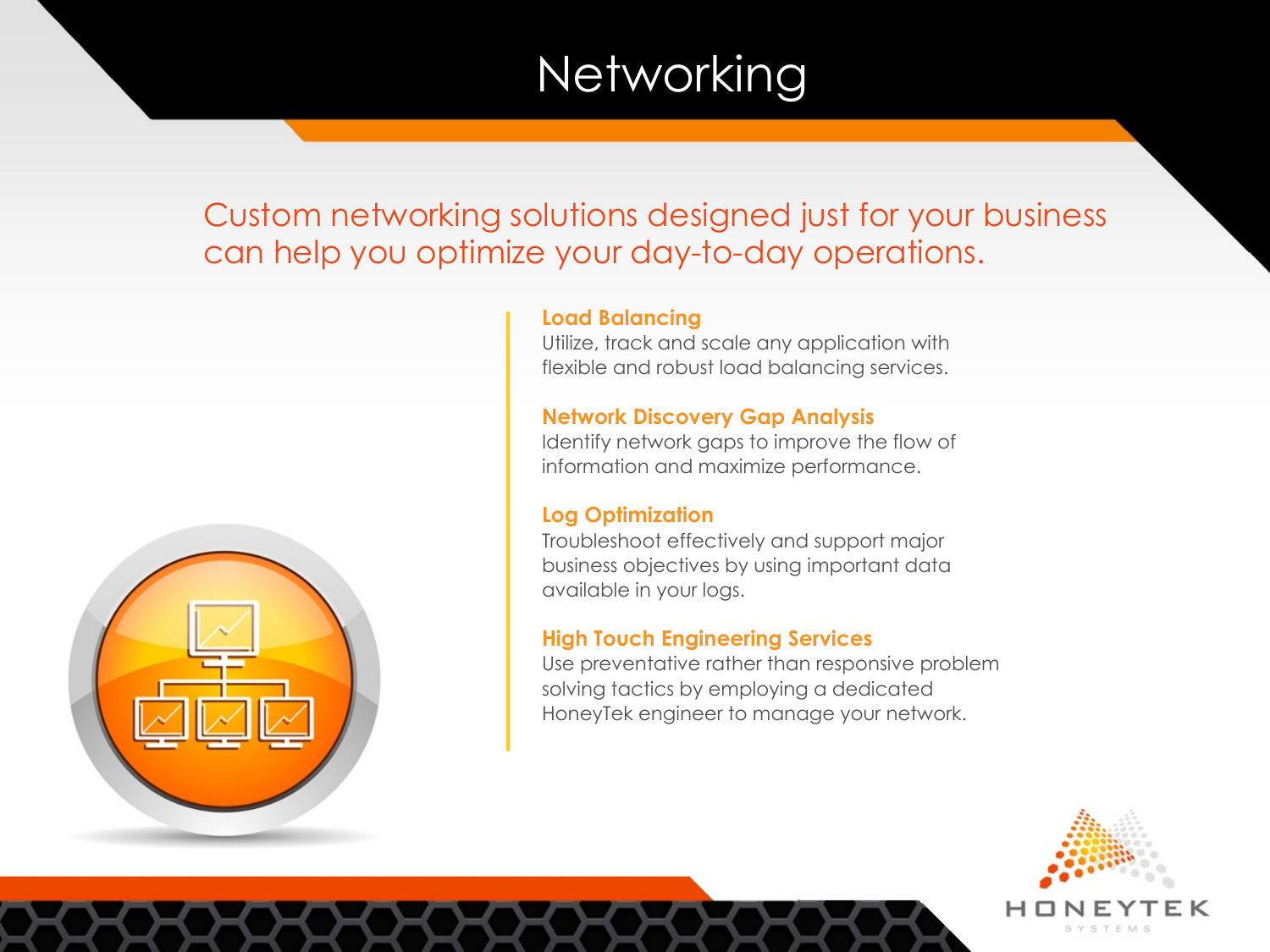# Networking

Custom networking solutions designed just for your business can help you optimize your day-to-day operations.

**Load Balancing**
Utilize, track and scale any application with flexible and robust load balancing services.

**Network Discovery Gap Analysis**
Identify network gaps to improve the flow of information and maximize performance.

**Log Optimization**
Troubleshoot effectively and support major business objectives by using important data available in your logs.

**High Touch Engineering Services**
Use preventative rather than responsive problem solving tactics by employing a dedicated HoneyTek engineer to manage your network.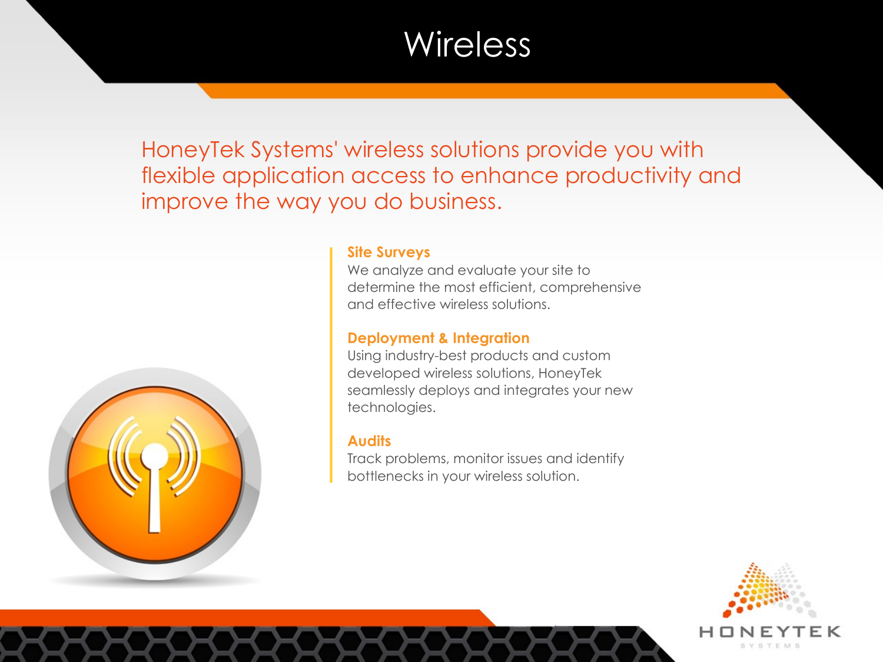# Wireless

HoneyTek Systems' wireless solutions provide you with flexible application access to enhance productivity and improve the way you do business.

### Site Surveys

We analyze and evaluate your site to determine the most efficient, comprehensive and effective wireless solutions.

### Deployment & Integration

Using industry-best products and custom developed wireless solutions, HoneyTek seamlessly deploys and integrates your new technologies.

### Audits

Track problems, monitor issues and identify bottlenecks in your wireless solution.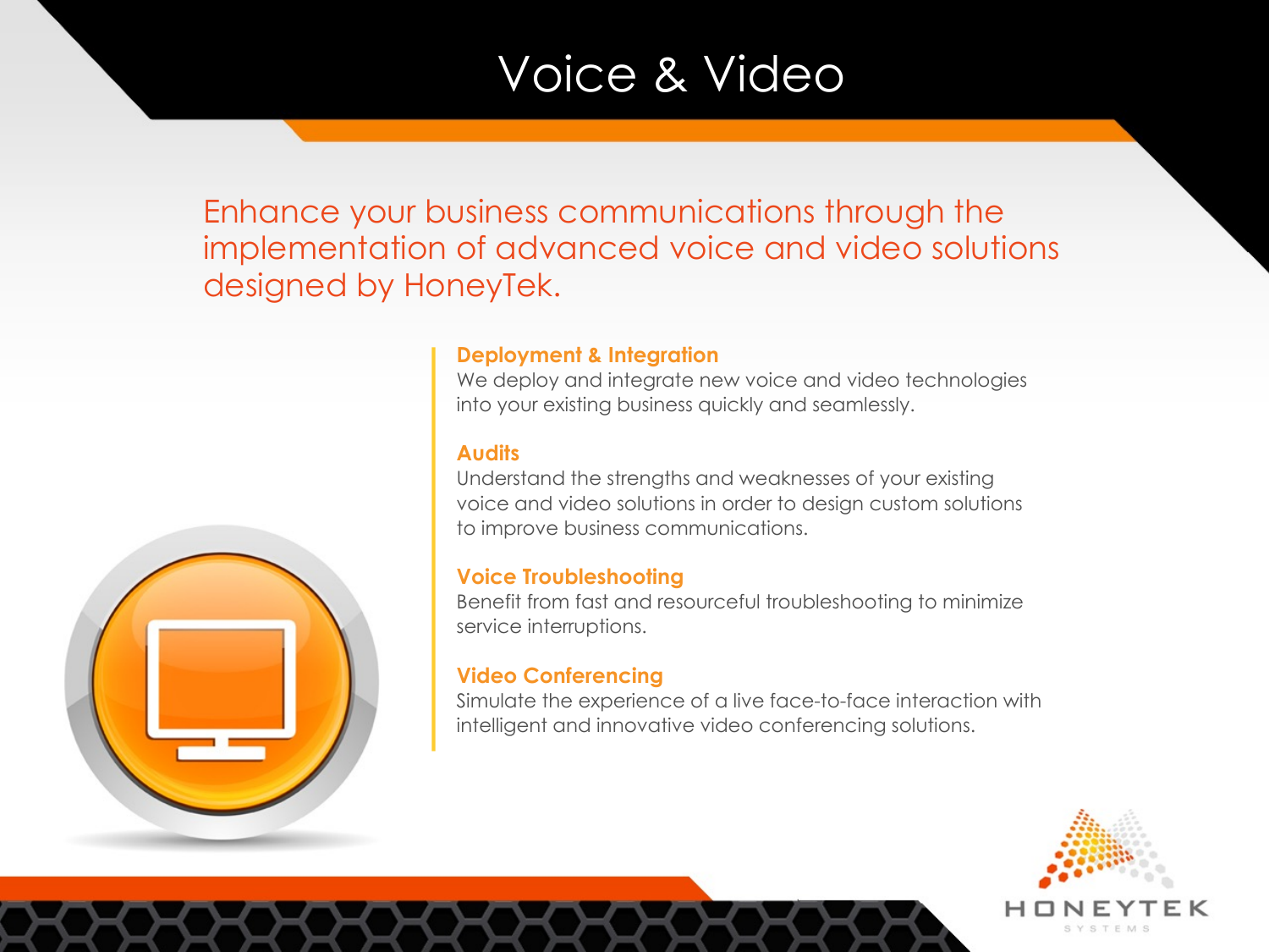# Voice & Video

Enhance your business communications through the implementation of advanced voice and video solutions designed by HoneyTek.

### Deployment & Integration

We deploy and integrate new voice and video technologies into your existing business quickly and seamlessly.

### Audits

Understand the strengths and weaknesses of your existing voice and video solutions in order to design custom solutions to improve business communications.

### Voice Troubleshooting

Benefit from fast and resourceful troubleshooting to minimize service interruptions.

### Video Conferencing

Simulate the experience of a live face-to-face interaction with intelligent and innovative video conferencing solutions.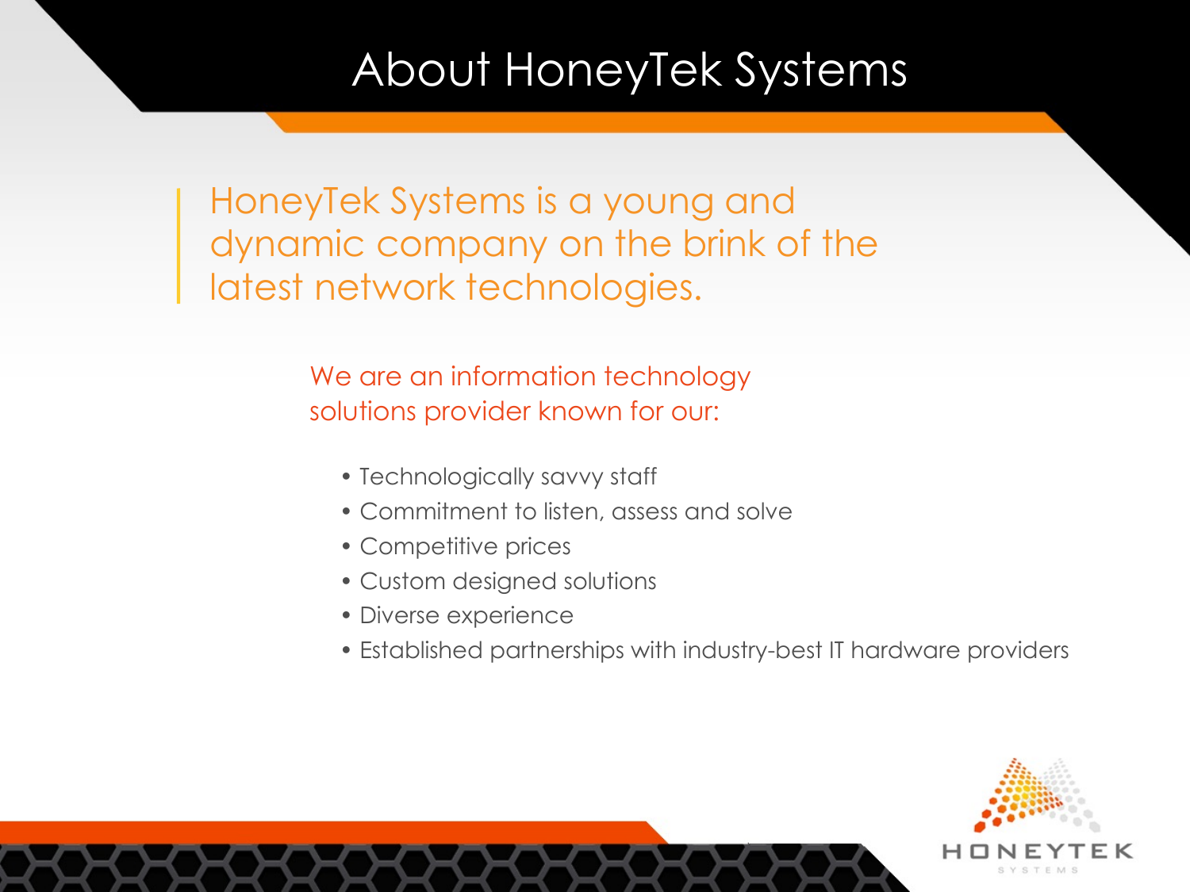# About HoneyTek Systems

HoneyTek Systems is a young and dynamic company on the brink of the latest network technologies.

We are an information technology solutions provider known for our:

- Technologically savvy staff
- Commitment to listen, assess and solve
- Competitive prices
- Custom designed solutions
- Diverse experience
- Established partnerships with industry-best IT hardware providers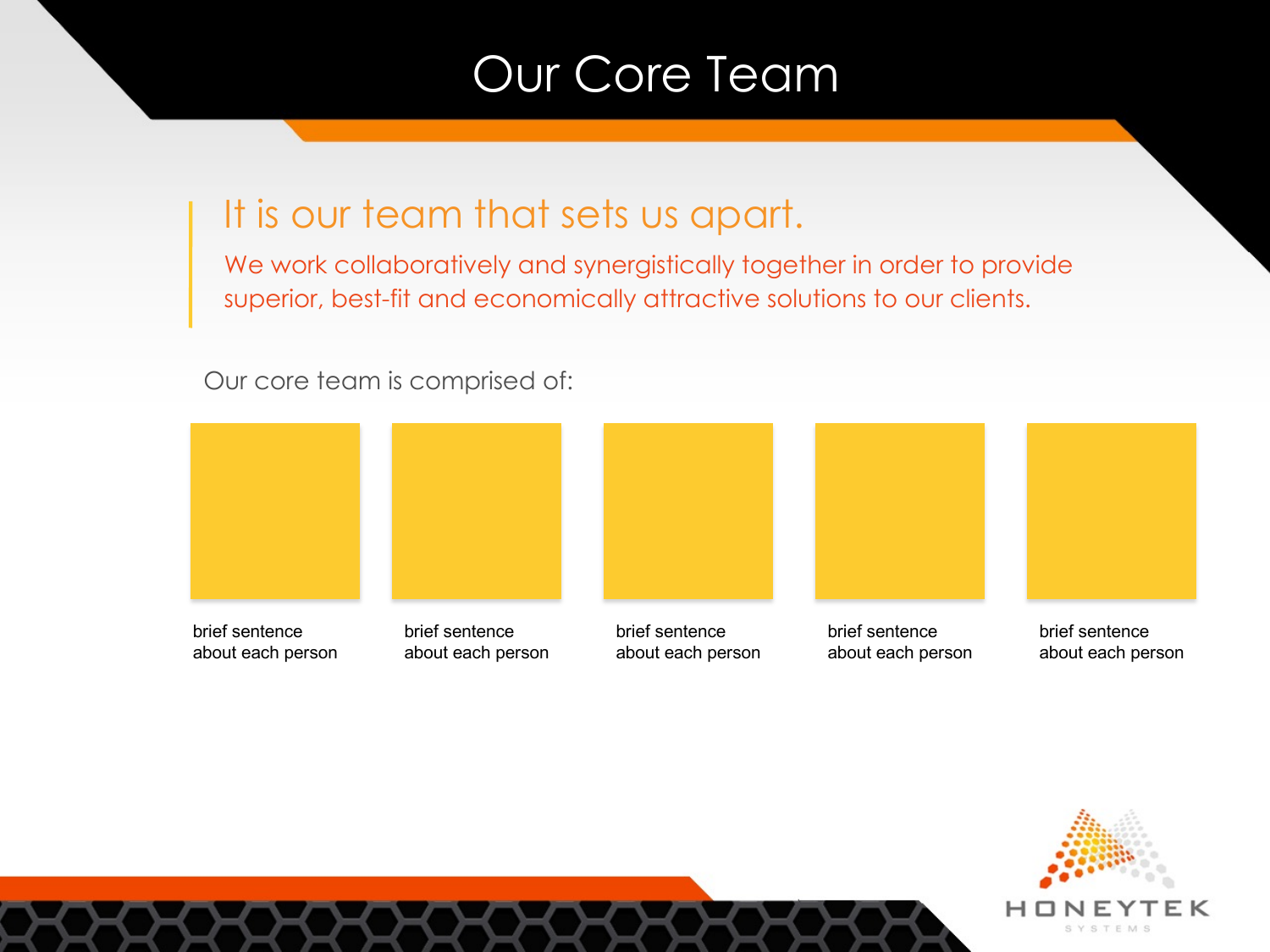# Our Core Team

## It is our team that sets us apart.

We work collaboratively and synergistically together in order to provide superior, best-fit and economically attractive solutions to our clients.

Our core team is comprised of:

brief sentence about each person

brief sentence about each person

brief sentence about each person

brief sentence about each person

brief sentence about each person

HONEYTEK SYSTEMS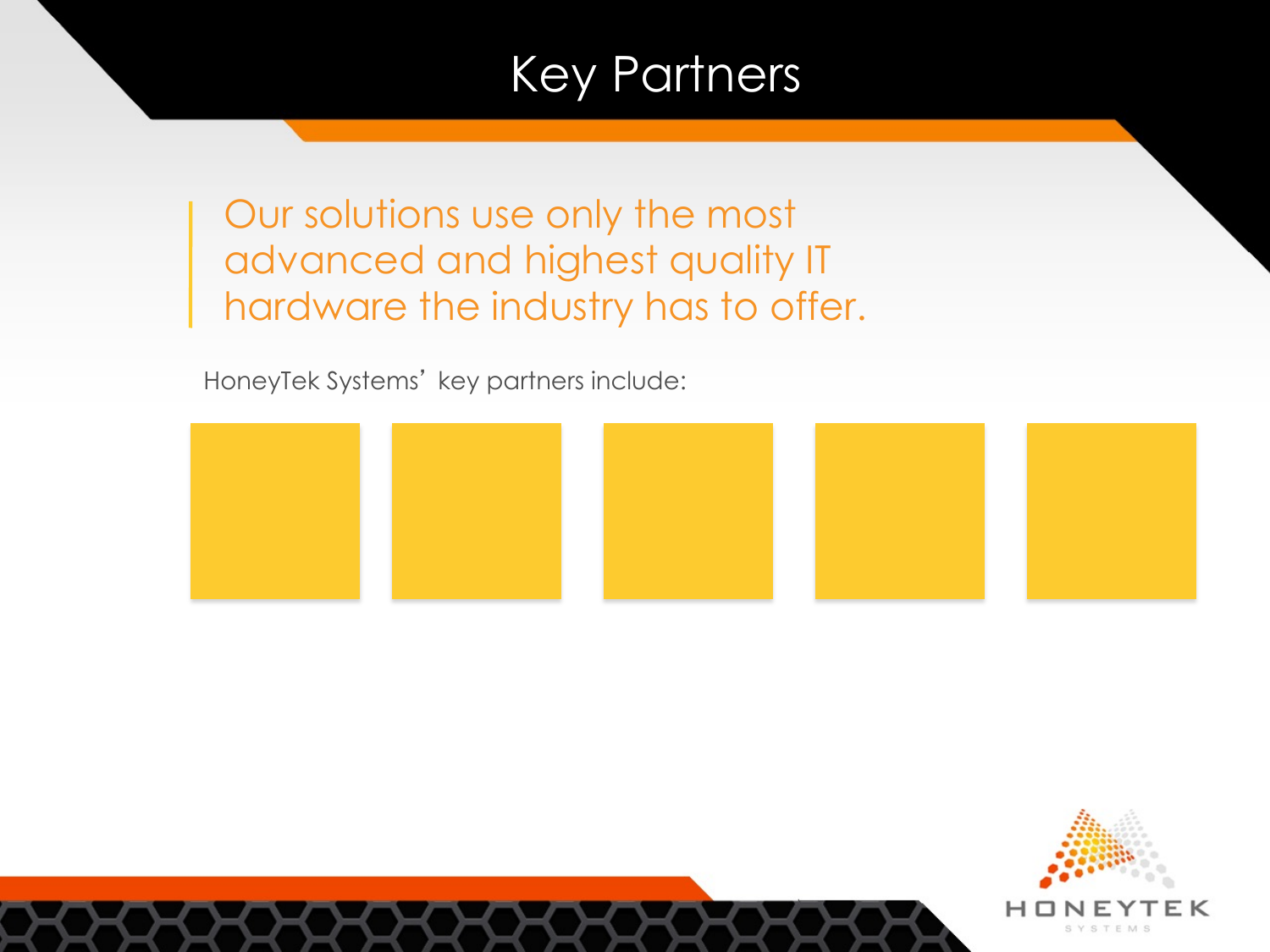# Key Partners

> Our solutions use only the most advanced and highest quality IT hardware the industry has to offer.

HoneyTek Systems' key partners include: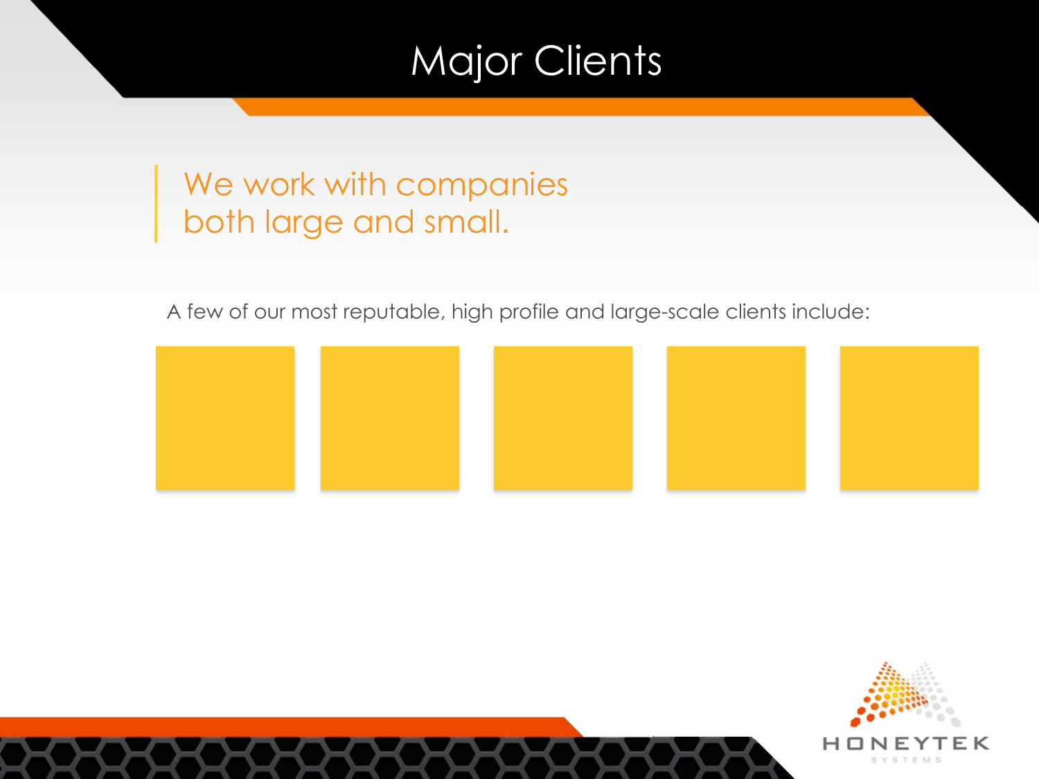# Major Clients

> We work with companies both large and small.

A few of our most reputable, high profile and large-scale clients include: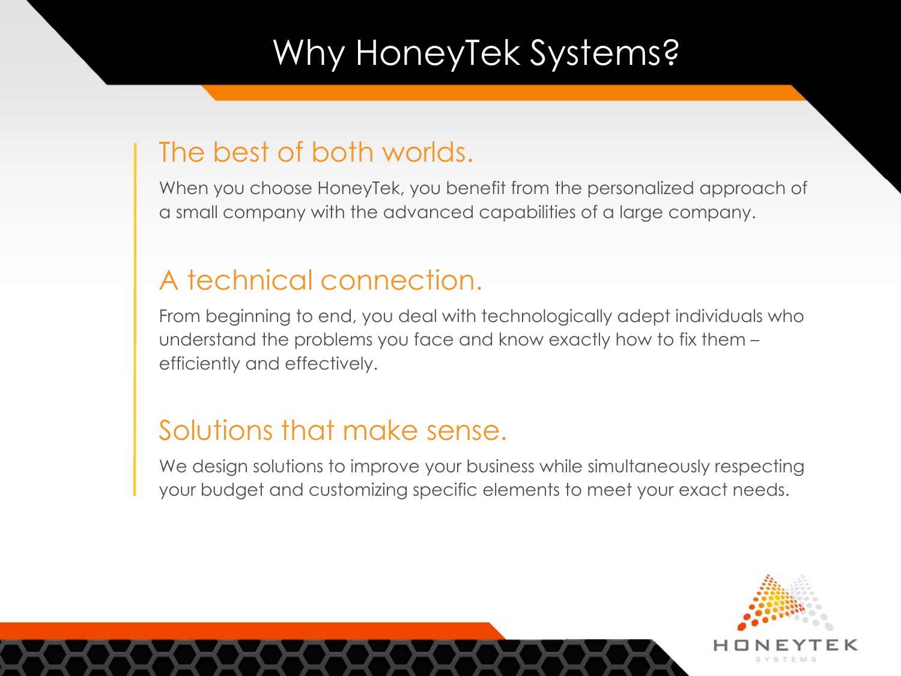# Why HoneyTek Systems?

## The best of both worlds.

When you choose HoneyTek, you benefit from the personalized approach of a small company with the advanced capabilities of a large company.

## A technical connection.

From beginning to end, you deal with technologically adept individuals who understand the problems you face and know exactly how to fix them – efficiently and effectively.

## Solutions that make sense.

We design solutions to improve your business while simultaneously respecting your budget and customizing specific elements to meet your exact needs.

HONEYTEK SYSTEMS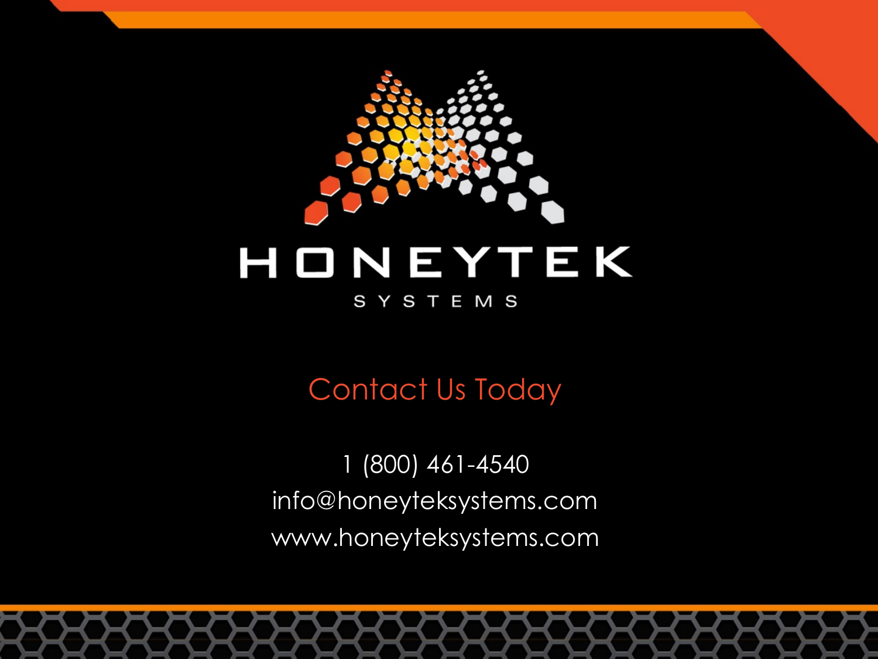HONEYTEK

SYSTEMS

## Contact Us Today

1 (800) 461-4540

info@honeyteksystems.com

www.honeyteksystems.com